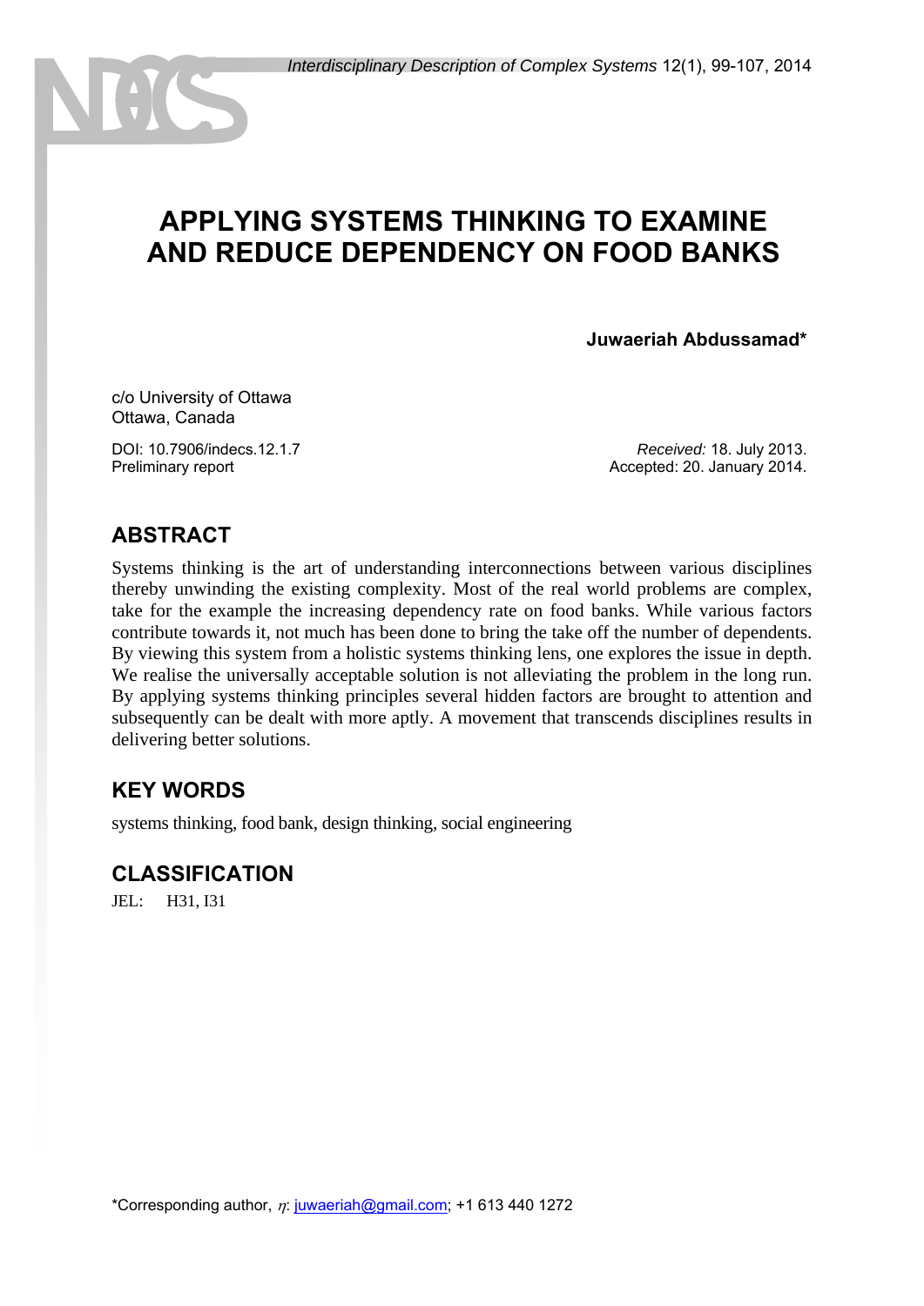# APPLYING SYSTEMS THINKING TO EXAMINE AND REDUCE DEPENDENCY ON FOOD BANKS

**Juwaeriah Abdussamad***

c/o University of Ottawa
Ottawa, Canada

DOI: 10.7906/indecs.12.1.7
Preliminary report

*Received:* 18. July 2013.
Accepted: 20. January 2014.

## ABSTRACT

Systems thinking is the art of understanding interconnections between various disciplines thereby unwinding the existing complexity. Most of the real world problems are complex, take for the example the increasing dependency rate on food banks. While various factors contribute towards it, not much has been done to bring the take off the number of dependents. By viewing this system from a holistic systems thinking lens, one explores the issue in depth. We realise the universally acceptable solution is not alleviating the problem in the long run. By applying systems thinking principles several hidden factors are brought to attention and subsequently can be dealt with more aptly. A movement that transcends disciplines results in delivering better solutions.

## KEY WORDS

systems thinking, food bank, design thinking, social engineering

## CLASSIFICATION

JEL: H31, I31

*Corresponding author, $\eta$: juwaeriah@gmail.com; +1 613 440 1272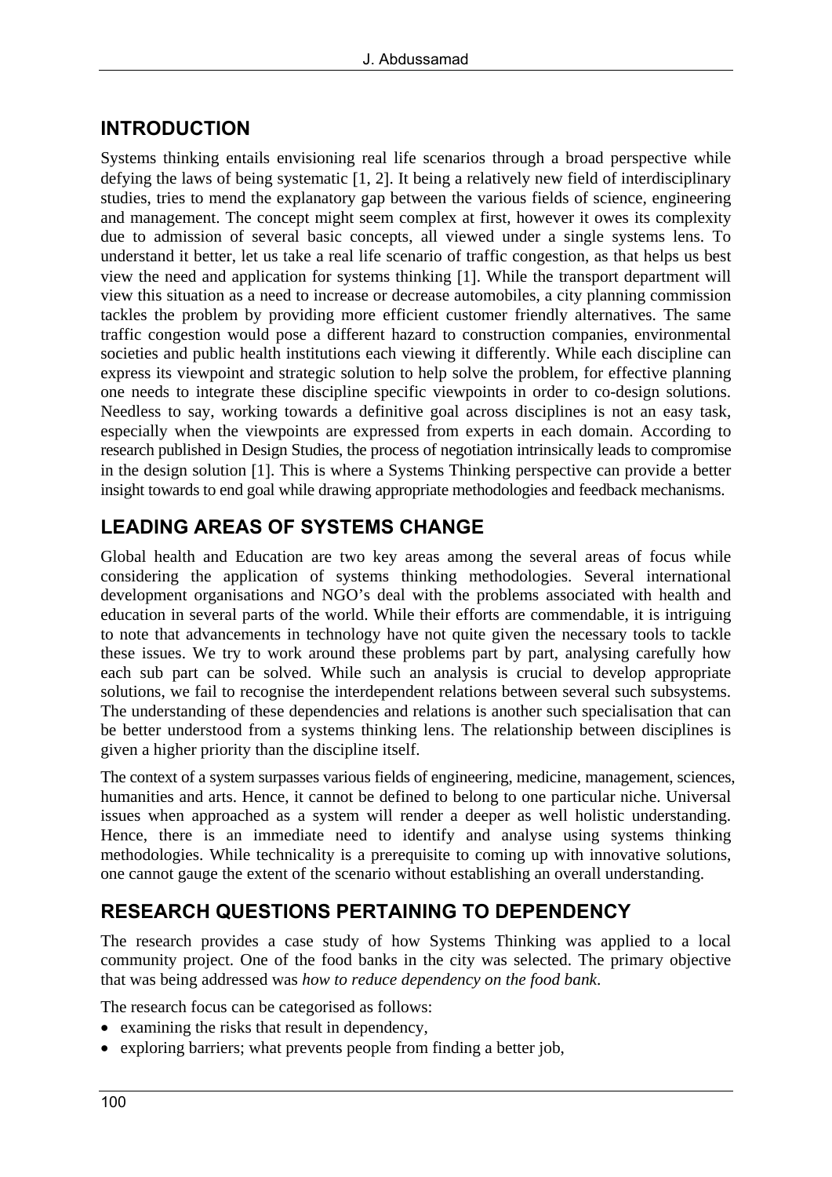## INTRODUCTION

Systems thinking entails envisioning real life scenarios through a broad perspective while defying the laws of being systematic [1, 2]. It being a relatively new field of interdisciplinary studies, tries to mend the explanatory gap between the various fields of science, engineering and management. The concept might seem complex at first, however it owes its complexity due to admission of several basic concepts, all viewed under a single systems lens. To understand it better, let us take a real life scenario of traffic congestion, as that helps us best view the need and application for systems thinking [1]. While the transport department will view this situation as a need to increase or decrease automobiles, a city planning commission tackles the problem by providing more efficient customer friendly alternatives. The same traffic congestion would pose a different hazard to construction companies, environmental societies and public health institutions each viewing it differently. While each discipline can express its viewpoint and strategic solution to help solve the problem, for effective planning one needs to integrate these discipline specific viewpoints in order to co-design solutions. Needless to say, working towards a definitive goal across disciplines is not an easy task, especially when the viewpoints are expressed from experts in each domain. According to research published in Design Studies, the process of negotiation intrinsically leads to compromise in the design solution [1]. This is where a Systems Thinking perspective can provide a better insight towards to end goal while drawing appropriate methodologies and feedback mechanisms.

## LEADING AREAS OF SYSTEMS CHANGE

Global health and Education are two key areas among the several areas of focus while considering the application of systems thinking methodologies. Several international development organisations and NGO's deal with the problems associated with health and education in several parts of the world. While their efforts are commendable, it is intriguing to note that advancements in technology have not quite given the necessary tools to tackle these issues. We try to work around these problems part by part, analysing carefully how each sub part can be solved. While such an analysis is crucial to develop appropriate solutions, we fail to recognise the interdependent relations between several such subsystems. The understanding of these dependencies and relations is another such specialisation that can be better understood from a systems thinking lens. The relationship between disciplines is given a higher priority than the discipline itself.

The context of a system surpasses various fields of engineering, medicine, management, sciences, humanities and arts. Hence, it cannot be defined to belong to one particular niche. Universal issues when approached as a system will render a deeper as well holistic understanding. Hence, there is an immediate need to identify and analyse using systems thinking methodologies. While technicality is a prerequisite to coming up with innovative solutions, one cannot gauge the extent of the scenario without establishing an overall understanding.

## RESEARCH QUESTIONS PERTAINING TO DEPENDENCY

The research provides a case study of how Systems Thinking was applied to a local community project. One of the food banks in the city was selected. The primary objective that was being addressed was *how to reduce dependency on the food bank*.

The research focus can be categorised as follows:

- examining the risks that result in dependency,
- exploring barriers; what prevents people from finding a better job,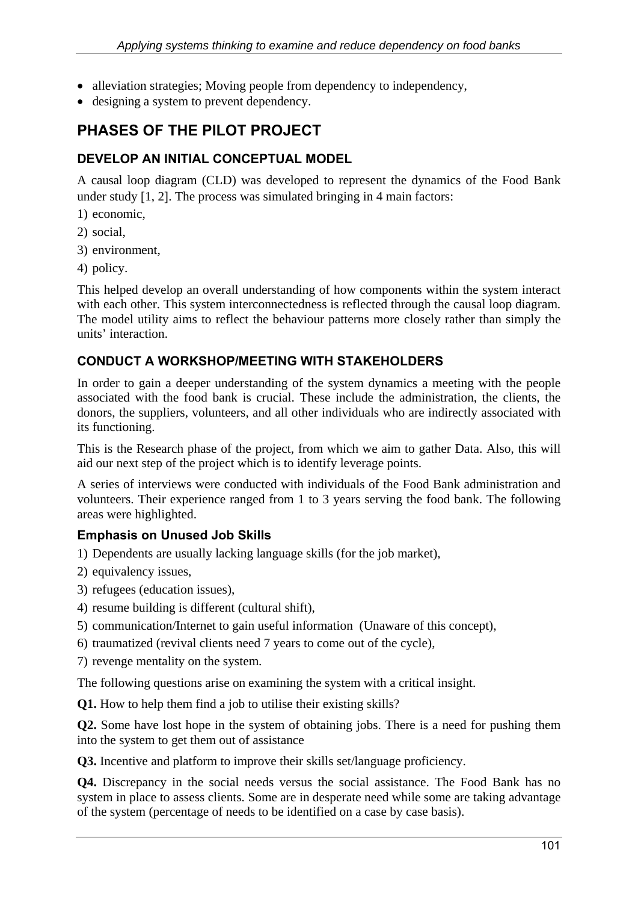- alleviation strategies; Moving people from dependency to independency,
- designing a system to prevent dependency.

## PHASES OF THE PILOT PROJECT

### DEVELOP AN INITIAL CONCEPTUAL MODEL

A causal loop diagram (CLD) was developed to represent the dynamics of the Food Bank under study [1, 2]. The process was simulated bringing in 4 main factors:

1) economic,
2) social,
3) environment,
4) policy.

This helped develop an overall understanding of how components within the system interact with each other. This system interconnectedness is reflected through the causal loop diagram. The model utility aims to reflect the behaviour patterns more closely rather than simply the units' interaction.

### CONDUCT A WORKSHOP/MEETING WITH STAKEHOLDERS

In order to gain a deeper understanding of the system dynamics a meeting with the people associated with the food bank is crucial. These include the administration, the clients, the donors, the suppliers, volunteers, and all other individuals who are indirectly associated with its functioning.

This is the Research phase of the project, from which we aim to gather Data. Also, this will aid our next step of the project which is to identify leverage points.

A series of interviews were conducted with individuals of the Food Bank administration and volunteers. Their experience ranged from 1 to 3 years serving the food bank. The following areas were highlighted.

#### Emphasis on Unused Job Skills

1) Dependents are usually lacking language skills (for the job market),
2) equivalency issues,
3) refugees (education issues),
4) resume building is different (cultural shift),
5) communication/Internet to gain useful information (Unaware of this concept),
6) traumatized (revival clients need 7 years to come out of the cycle),
7) revenge mentality on the system.

The following questions arise on examining the system with a critical insight.

**Q1.** How to help them find a job to utilise their existing skills?

**Q2.** Some have lost hope in the system of obtaining jobs. There is a need for pushing them into the system to get them out of assistance

**Q3.** Incentive and platform to improve their skills set/language proficiency.

**Q4.** Discrepancy in the social needs versus the social assistance. The Food Bank has no system in place to assess clients. Some are in desperate need while some are taking advantage of the system (percentage of needs to be identified on a case by case basis).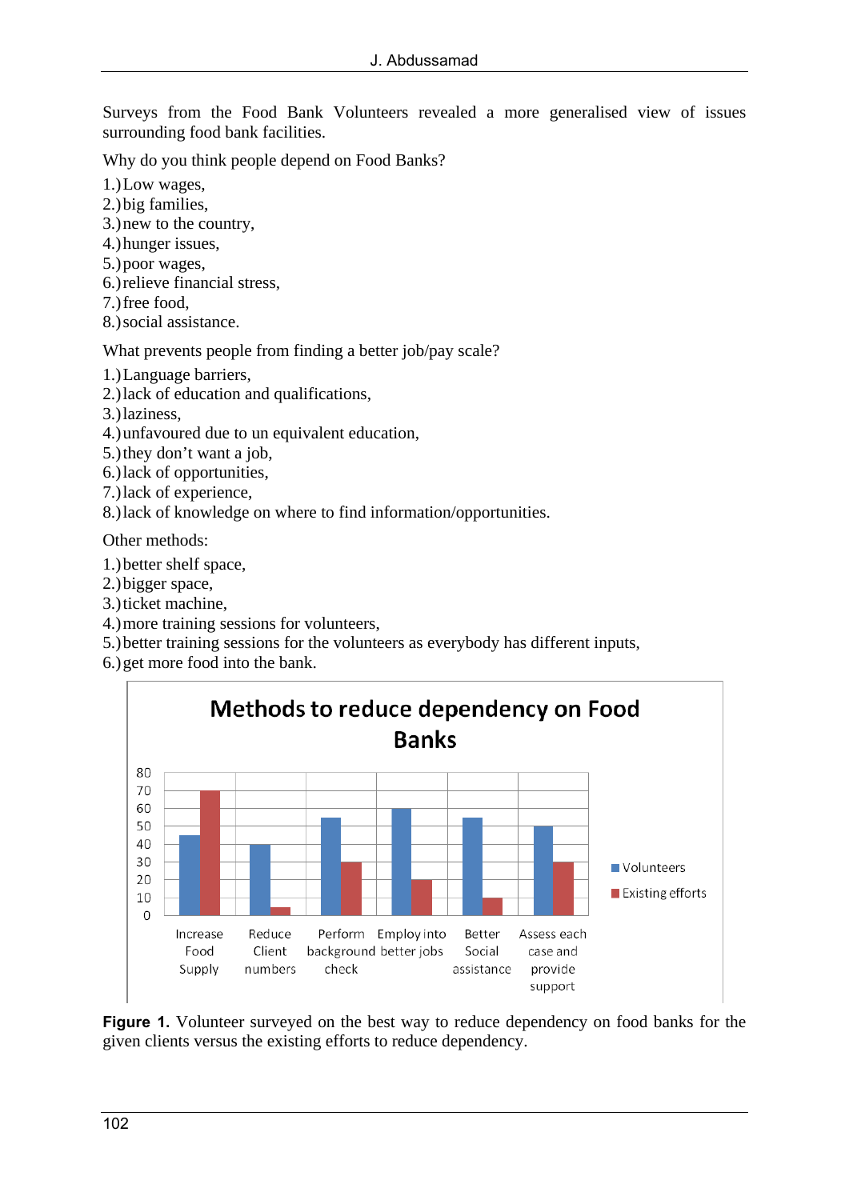Surveys from the Food Bank Volunteers revealed a more generalised view of issues surrounding food bank facilities.

Why do you think people depend on Food Banks?

1.) Low wages,
2.) big families,
3.) new to the country,
4.) hunger issues,
5.) poor wages,
6.) relieve financial stress,
7.) free food,
8.) social assistance.

What prevents people from finding a better job/pay scale?

1.) Language barriers,
2.) lack of education and qualifications,
3.) laziness,
4.) unfavoured due to un equivalent education,
5.) they don't want a job,
6.) lack of opportunities,
7.) lack of experience,
8.) lack of knowledge on where to find information/opportunities.

Other methods:

1.) better shelf space,
2.) bigger space,
3.) ticket machine,
4.) more training sessions for volunteers,
5.) better training sessions for the volunteers as everybody has different inputs,
6.) get more food into the bank.

**Figure 1.** Volunteer surveyed on the best way to reduce dependency on food banks for the given clients versus the existing efforts to reduce dependency.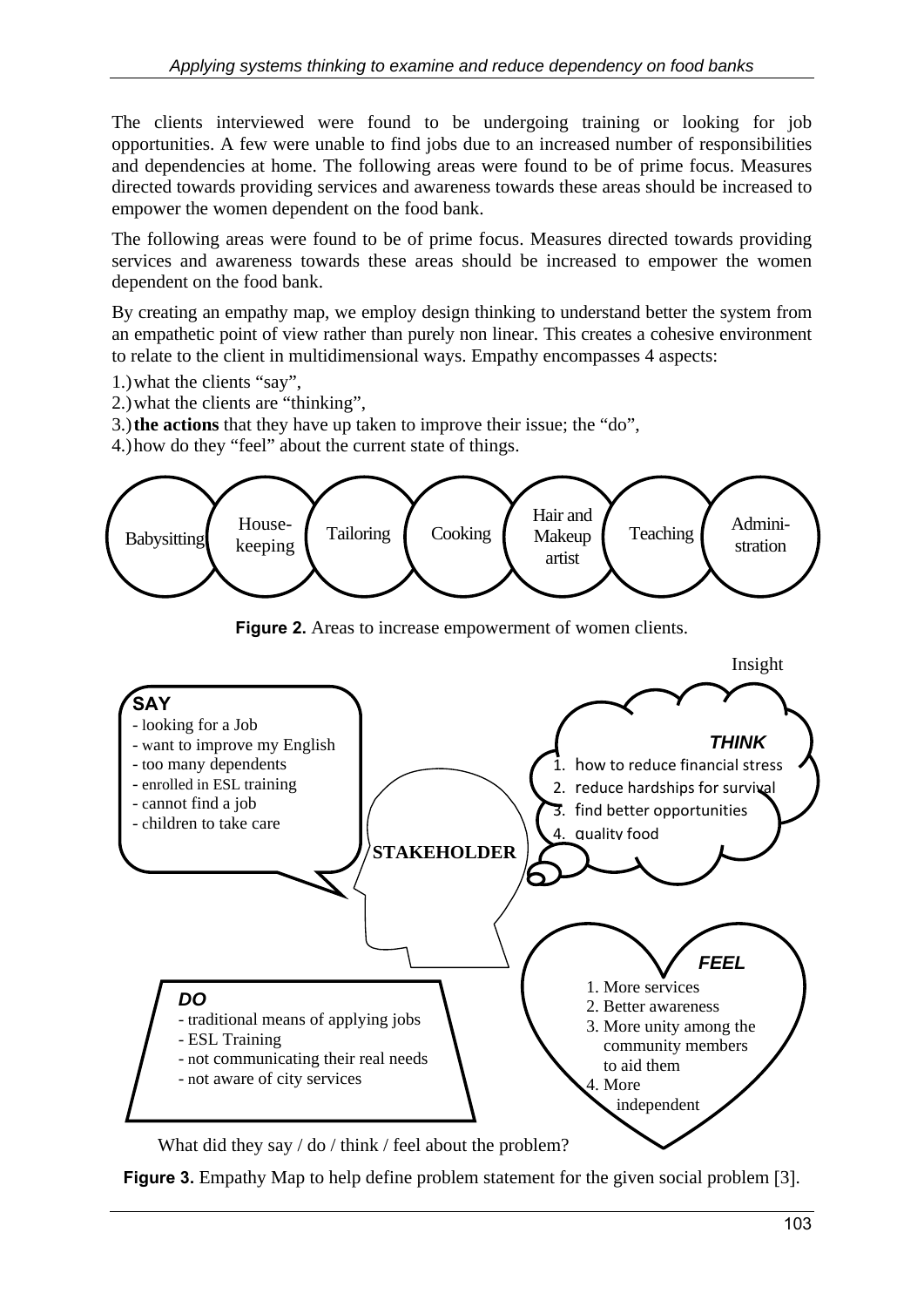The clients interviewed were found to be undergoing training or looking for job opportunities. A few were unable to find jobs due to an increased number of responsibilities and dependencies at home. The following areas were found to be of prime focus. Measures directed towards providing services and awareness towards these areas should be increased to empower the women dependent on the food bank.

The following areas were found to be of prime focus. Measures directed towards providing services and awareness towards these areas should be increased to empower the women dependent on the food bank.

By creating an empathy map, we employ design thinking to understand better the system from an empathetic point of view rather than purely non linear. This creates a cohesive environment to relate to the client in multidimensional ways. Empathy encompasses 4 aspects:

1.) what the clients "say",
2.) what the clients are "thinking",
3.) **the actions** that they have up taken to improve their issue; the "do",
4.) how do they "feel" about the current state of things.

Babysitting | House-keeping | Tailoring | Cooking | Hair and Makeup artist | Teaching | Admini-stration

**Figure 2.** Areas to increase empowerment of women clients.

Insight

**SAY**
- looking for a Job
- want to improve my English
- too many dependents
- enrolled in ESL training
- cannot find a job
- children to take care

***THINK***
1. how to reduce financial stress
2. reduce hardships for survival
3. find better opportunities
4. quality food

**STAKEHOLDER**

***FEEL***
1. More services
2. Better awareness
3. More unity among the community members to aid them
4. More independent

***DO***
- traditional means of applying jobs
- ESL Training
- not communicating their real needs
- not aware of city services

What did they say / do / think / feel about the problem?

**Figure 3.** Empathy Map to help define problem statement for the given social problem [3].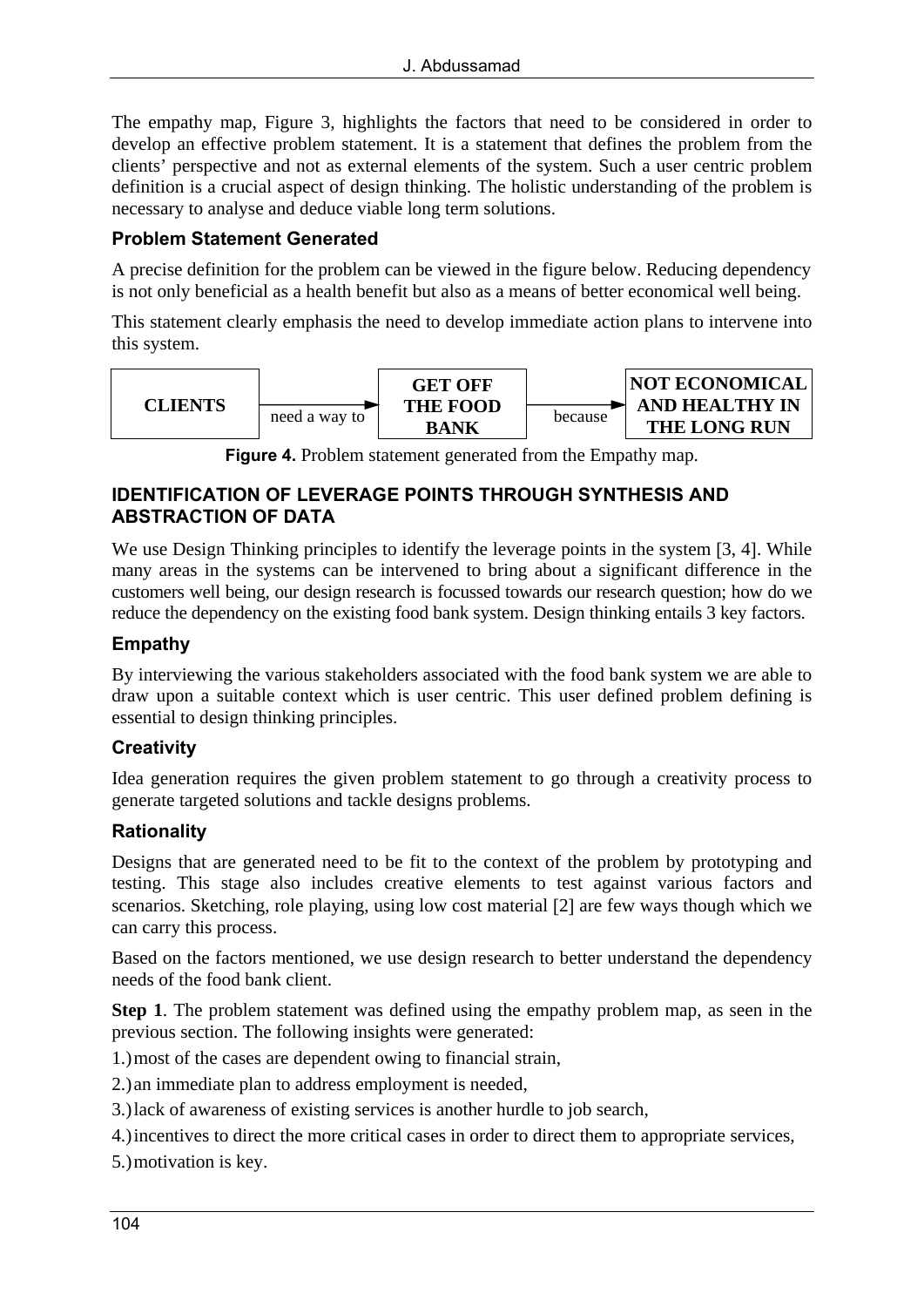The empathy map, Figure 3, highlights the factors that need to be considered in order to develop an effective problem statement. It is a statement that defines the problem from the clients' perspective and not as external elements of the system. Such a user centric problem definition is a crucial aspect of design thinking. The holistic understanding of the problem is necessary to analyse and deduce viable long term solutions.

### Problem Statement Generated

A precise definition for the problem can be viewed in the figure below. Reducing dependency is not only beneficial as a health benefit but also as a means of better economical well being.

This statement clearly emphasis the need to develop immediate action plans to intervene into this system.

**CLIENTS** → need a way to → **GET OFF THE FOOD BANK** → because → **NOT ECONOMICAL AND HEALTHY IN THE LONG RUN**

**Figure 4.** Problem statement generated from the Empathy map.

## IDENTIFICATION OF LEVERAGE POINTS THROUGH SYNTHESIS AND ABSTRACTION OF DATA

We use Design Thinking principles to identify the leverage points in the system [3, 4]. While many areas in the systems can be intervened to bring about a significant difference in the customers well being, our design research is focussed towards our research question; how do we reduce the dependency on the existing food bank system. Design thinking entails 3 key factors.

### Empathy

By interviewing the various stakeholders associated with the food bank system we are able to draw upon a suitable context which is user centric. This user defined problem defining is essential to design thinking principles.

### Creativity

Idea generation requires the given problem statement to go through a creativity process to generate targeted solutions and tackle designs problems.

### Rationality

Designs that are generated need to be fit to the context of the problem by prototyping and testing. This stage also includes creative elements to test against various factors and scenarios. Sketching, role playing, using low cost material [2] are few ways though which we can carry this process.

Based on the factors mentioned, we use design research to better understand the dependency needs of the food bank client.

**Step 1**. The problem statement was defined using the empathy problem map, as seen in the previous section. The following insights were generated:

1.) most of the cases are dependent owing to financial strain,

2.) an immediate plan to address employment is needed,

3.) lack of awareness of existing services is another hurdle to job search,

4.) incentives to direct the more critical cases in order to direct them to appropriate services,

5.) motivation is key.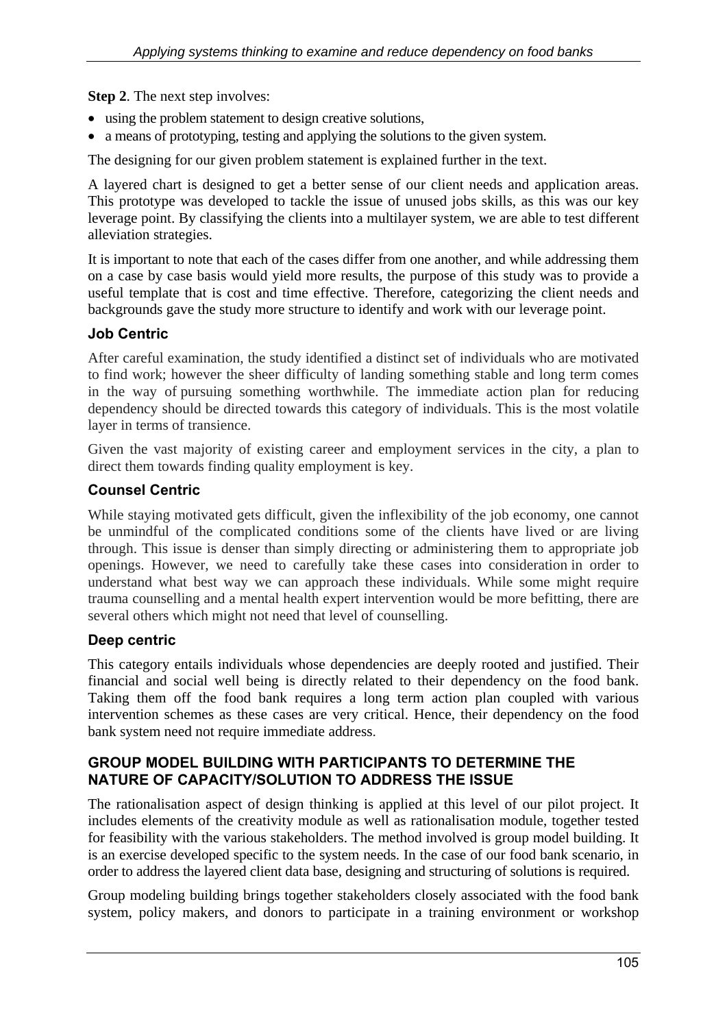**Step 2**. The next step involves:

- using the problem statement to design creative solutions,
- a means of prototyping, testing and applying the solutions to the given system.

The designing for our given problem statement is explained further in the text.

A layered chart is designed to get a better sense of our client needs and application areas. This prototype was developed to tackle the issue of unused jobs skills, as this was our key leverage point. By classifying the clients into a multilayer system, we are able to test different alleviation strategies.

It is important to note that each of the cases differ from one another, and while addressing them on a case by case basis would yield more results, the purpose of this study was to provide a useful template that is cost and time effective. Therefore, categorizing the client needs and backgrounds gave the study more structure to identify and work with our leverage point.

### Job Centric

After careful examination, the study identified a distinct set of individuals who are motivated to find work; however the sheer difficulty of landing something stable and long term comes in the way of pursuing something worthwhile. The immediate action plan for reducing dependency should be directed towards this category of individuals. This is the most volatile layer in terms of transience.

Given the vast majority of existing career and employment services in the city, a plan to direct them towards finding quality employment is key.

### Counsel Centric

While staying motivated gets difficult, given the inflexibility of the job economy, one cannot be unmindful of the complicated conditions some of the clients have lived or are living through. This issue is denser than simply directing or administering them to appropriate job openings. However, we need to carefully take these cases into consideration in order to understand what best way we can approach these individuals. While some might require trauma counselling and a mental health expert intervention would be more befitting, there are several others which might not need that level of counselling.

### Deep centric

This category entails individuals whose dependencies are deeply rooted and justified. Their financial and social well being is directly related to their dependency on the food bank. Taking them off the food bank requires a long term action plan coupled with various intervention schemes as these cases are very critical. Hence, their dependency on the food bank system need not require immediate address.

## GROUP MODEL BUILDING WITH PARTICIPANTS TO DETERMINE THE NATURE OF CAPACITY/SOLUTION TO ADDRESS THE ISSUE

The rationalisation aspect of design thinking is applied at this level of our pilot project. It includes elements of the creativity module as well as rationalisation module, together tested for feasibility with the various stakeholders. The method involved is group model building. It is an exercise developed specific to the system needs. In the case of our food bank scenario, in order to address the layered client data base, designing and structuring of solutions is required.

Group modeling building brings together stakeholders closely associated with the food bank system, policy makers, and donors to participate in a training environment or workshop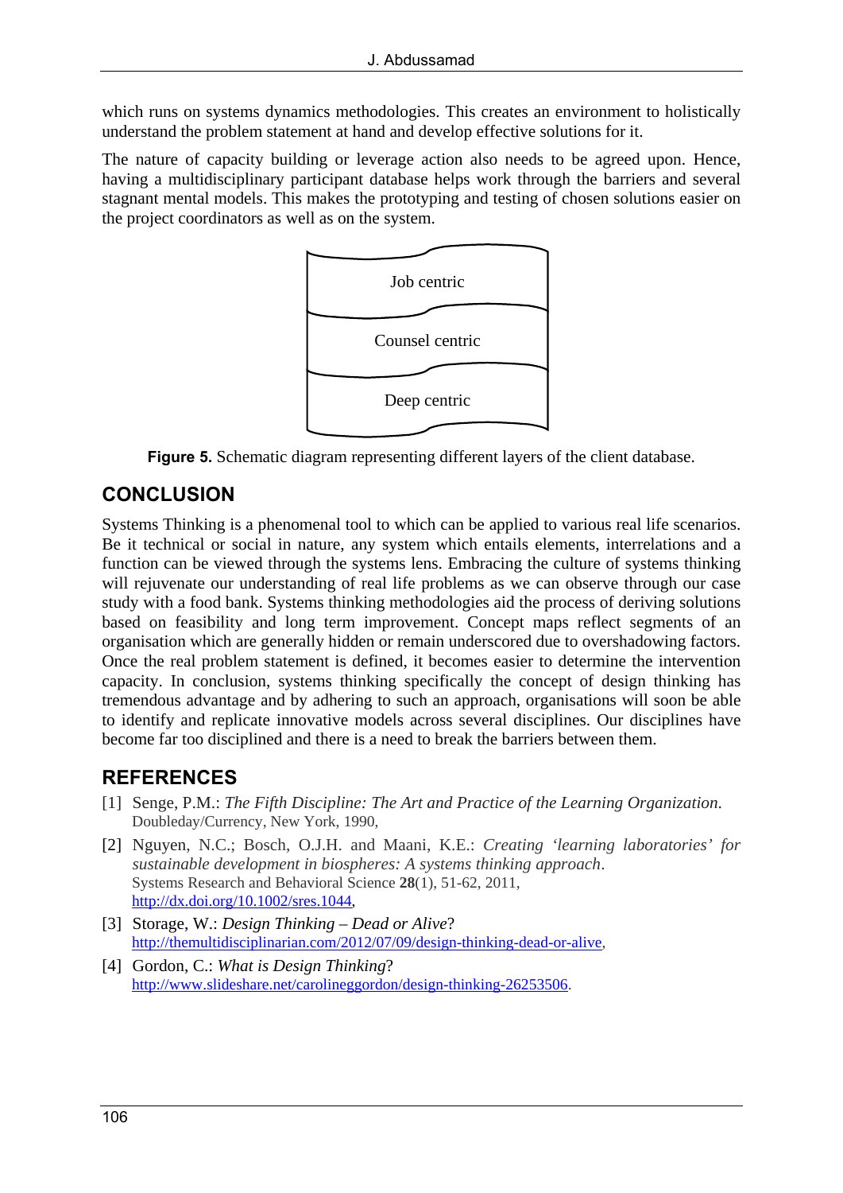which runs on systems dynamics methodologies. This creates an environment to holistically understand the problem statement at hand and develop effective solutions for it.

The nature of capacity building or leverage action also needs to be agreed upon. Hence, having a multidisciplinary participant database helps work through the barriers and several stagnant mental models. This makes the prototyping and testing of chosen solutions easier on the project coordinators as well as on the system.

Job centric

Counsel centric

Deep centric

**Figure 5.** Schematic diagram representing different layers of the client database.

## CONCLUSION

Systems Thinking is a phenomenal tool to which can be applied to various real life scenarios. Be it technical or social in nature, any system which entails elements, interrelations and a function can be viewed through the systems lens. Embracing the culture of systems thinking will rejuvenate our understanding of real life problems as we can observe through our case study with a food bank. Systems thinking methodologies aid the process of deriving solutions based on feasibility and long term improvement. Concept maps reflect segments of an organisation which are generally hidden or remain underscored due to overshadowing factors. Once the real problem statement is defined, it becomes easier to determine the intervention capacity. In conclusion, systems thinking specifically the concept of design thinking has tremendous advantage and by adhering to such an approach, organisations will soon be able to identify and replicate innovative models across several disciplines. Our disciplines have become far too disciplined and there is a need to break the barriers between them.

## REFERENCES

[1] Senge, P.M.: *The Fifth Discipline: The Art and Practice of the Learning Organization.* Doubleday/Currency, New York, 1990,

[2] Nguyen, N.C.; Bosch, O.J.H. and Maani, K.E.: *Creating 'learning laboratories' for sustainable development in biospheres: A systems thinking approach*. Systems Research and Behavioral Science **28**(1), 51-62, 2011, http://dx.doi.org/10.1002/sres.1044,

[3] Storage, W.: *Design Thinking – Dead or Alive*? http://themultidisciplinarian.com/2012/07/09/design-thinking-dead-or-alive,

[4] Gordon, C.: *What is Design Thinking*? http://www.slideshare.net/carolineggordon/design-thinking-26253506.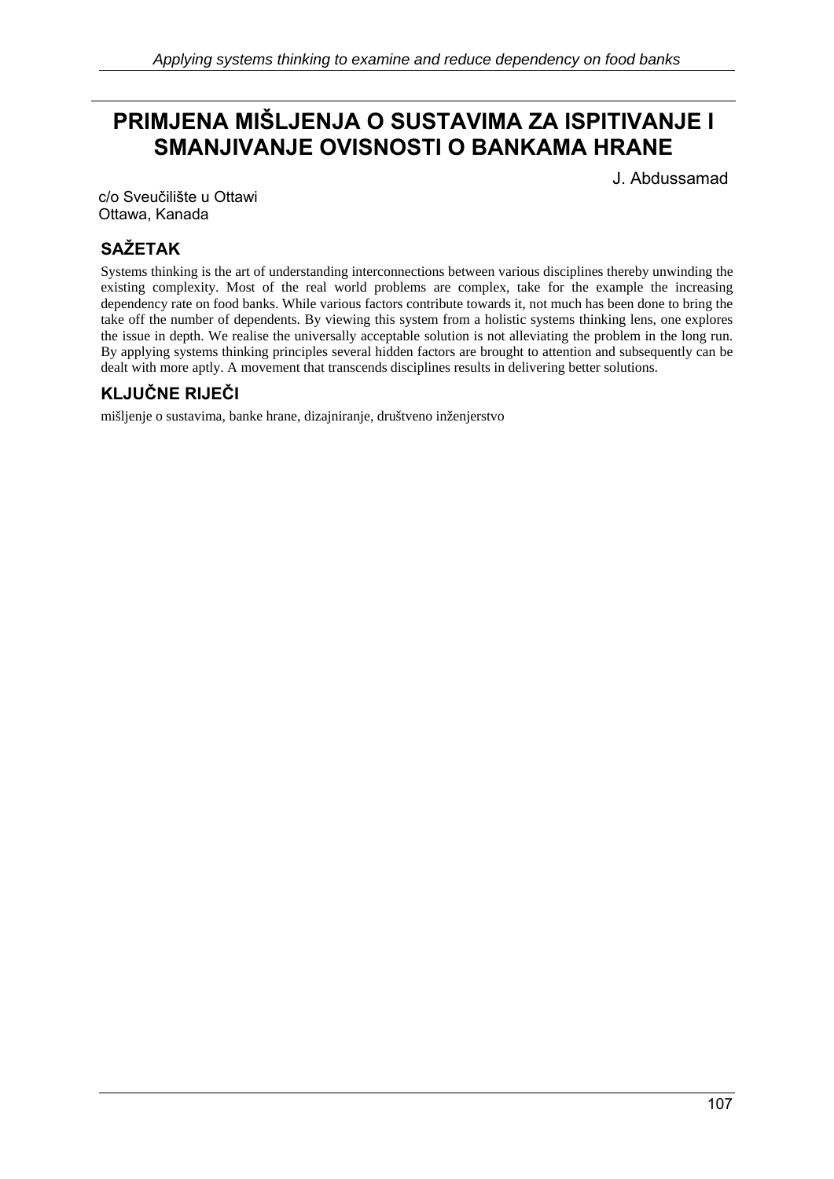# PRIMJENA MIŠLJENJA O SUSTAVIMA ZA ISPITIVANJE I SMANJIVANJE OVISNOSTI O BANKAMA HRANE

J. Abdussamad

c/o Sveučilište u Ottawi
Ottawa, Kanada

## SAŽETAK

Systems thinking is the art of understanding interconnections between various disciplines thereby unwinding the existing complexity. Most of the real world problems are complex, take for the example the increasing dependency rate on food banks. While various factors contribute towards it, not much has been done to bring the take off the number of dependents. By viewing this system from a holistic systems thinking lens, one explores the issue in depth. We realise the universally acceptable solution is not alleviating the problem in the long run. By applying systems thinking principles several hidden factors are brought to attention and subsequently can be dealt with more aptly. A movement that transcends disciplines results in delivering better solutions.

## KLJUČNE RIJEČI

mišljenje o sustavima, banke hrane, dizajniranje, društveno inženjerstvo